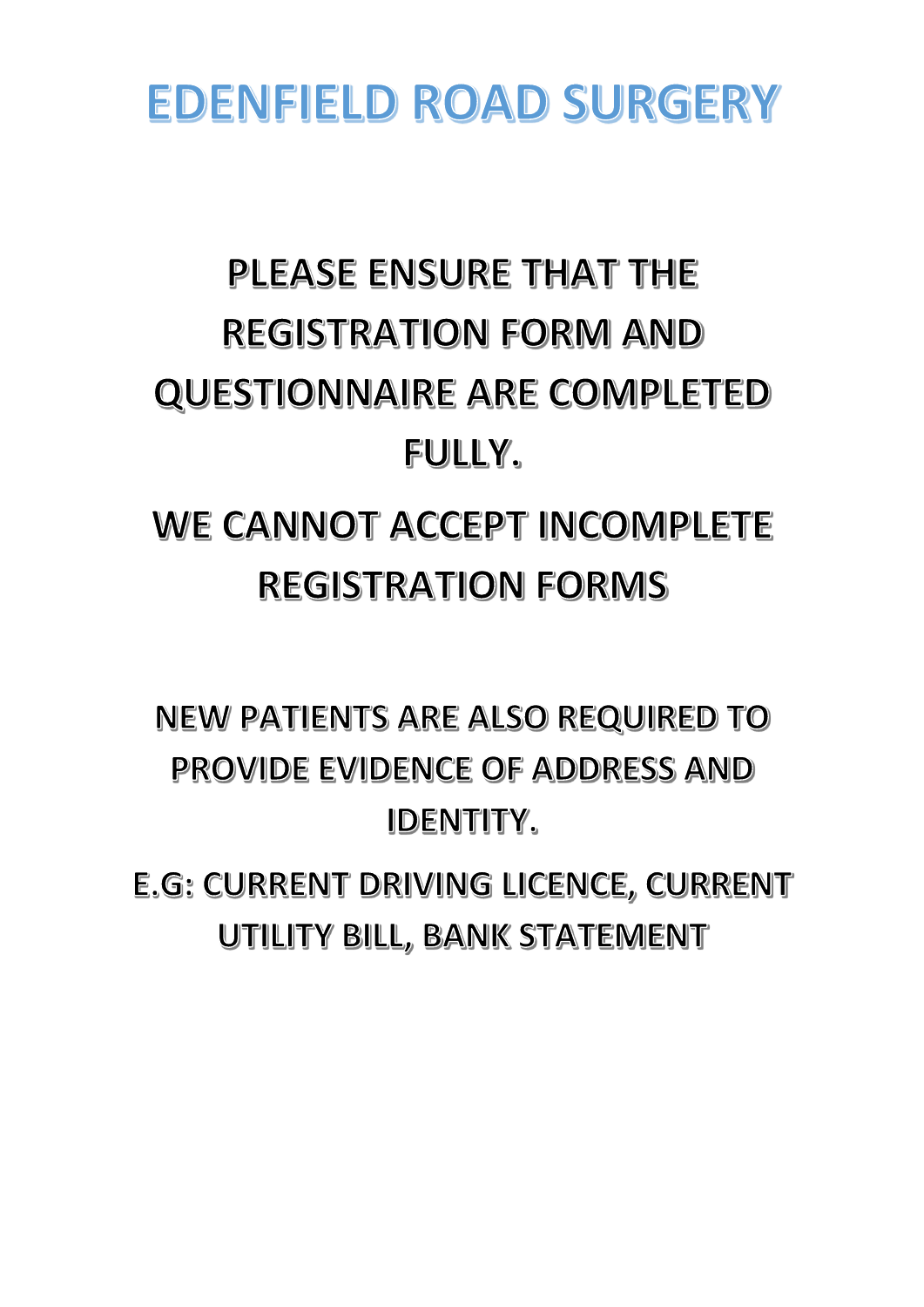# EDENFIELD ROAD SURGERY

**PLEASE ENSURE THAT THE REGISTRATION FORM AND QUESTIONNAIRE ARE COMPLETED FULLY.**

**WE CANNOT ACCEPT INCOMPLETE REGISTRATION FORMS**

**NEW PATIENTS ARE ALSO REQUIRED TO PROVIDE EVIDENCE OF ADDRESS AND IDENTITY.**

**E.G: CURRENT DRIVING LICENCE, CURRENT UTILITY BILL, BANK STATEMENT**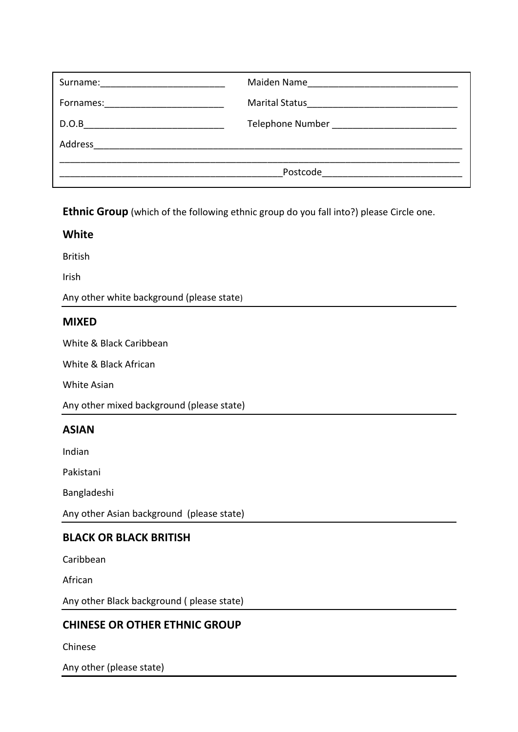Surname:________________________ Maiden Name_____________________________

Fornames:_______________________ Marital Status_____________________________

D.O.B___________________________ Telephone Number ________________________

Address__________________________________________________________________________

_________________________________________________________________________________

___________________________________________Postcode___________________________

**Ethnic Group** (which of the following ethnic group do you fall into?) please Circle one.

## White

British

Irish

Any other white background (please state) ________________________________________

## MIXED

White & Black Caribbean

White & Black African

White Asian

Any other mixed background (please state) ________________________________________

## ASIAN

Indian

Pakistani

Bangladeshi

Any other Asian background (please state) ________________________________________

## BLACK OR BLACK BRITISH

Caribbean

African

Any other Black background ( please state) ________________________________________

## CHINESE OR OTHER ETHNIC GROUP

Chinese

Any other (please state) ________________________________________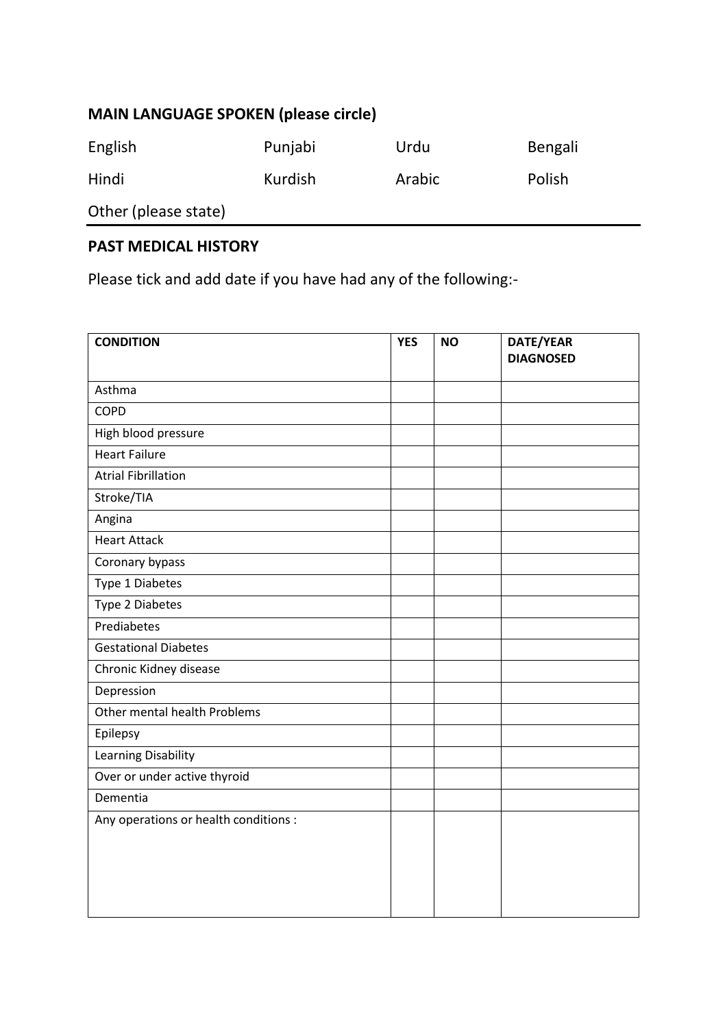## MAIN LANGUAGE SPOKEN (please circle)

| | | | |
|---|---|---|---|
| English | Punjabi | Urdu | Bengali |
| Hindi | Kurdish | Arabic | Polish |

Other (please state)

## PAST MEDICAL HISTORY

Please tick and add date if you have had any of the following:-

| CONDITION | YES | NO | DATE/YEAR DIAGNOSED |
|---|---|---|---|
| Asthma | | | |
| COPD | | | |
| High blood pressure | | | |
| Heart Failure | | | |
| Atrial Fibrillation | | | |
| Stroke/TIA | | | |
| Angina | | | |
| Heart Attack | | | |
| Coronary bypass | | | |
| Type 1 Diabetes | | | |
| Type 2 Diabetes | | | |
| Prediabetes | | | |
| Gestational Diabetes | | | |
| Chronic Kidney disease | | | |
| Depression | | | |
| Other mental health Problems | | | |
| Epilepsy | | | |
| Learning Disability | | | |
| Over or under active thyroid | | | |
| Dementia | | | |
| Any operations or health conditions : | | | |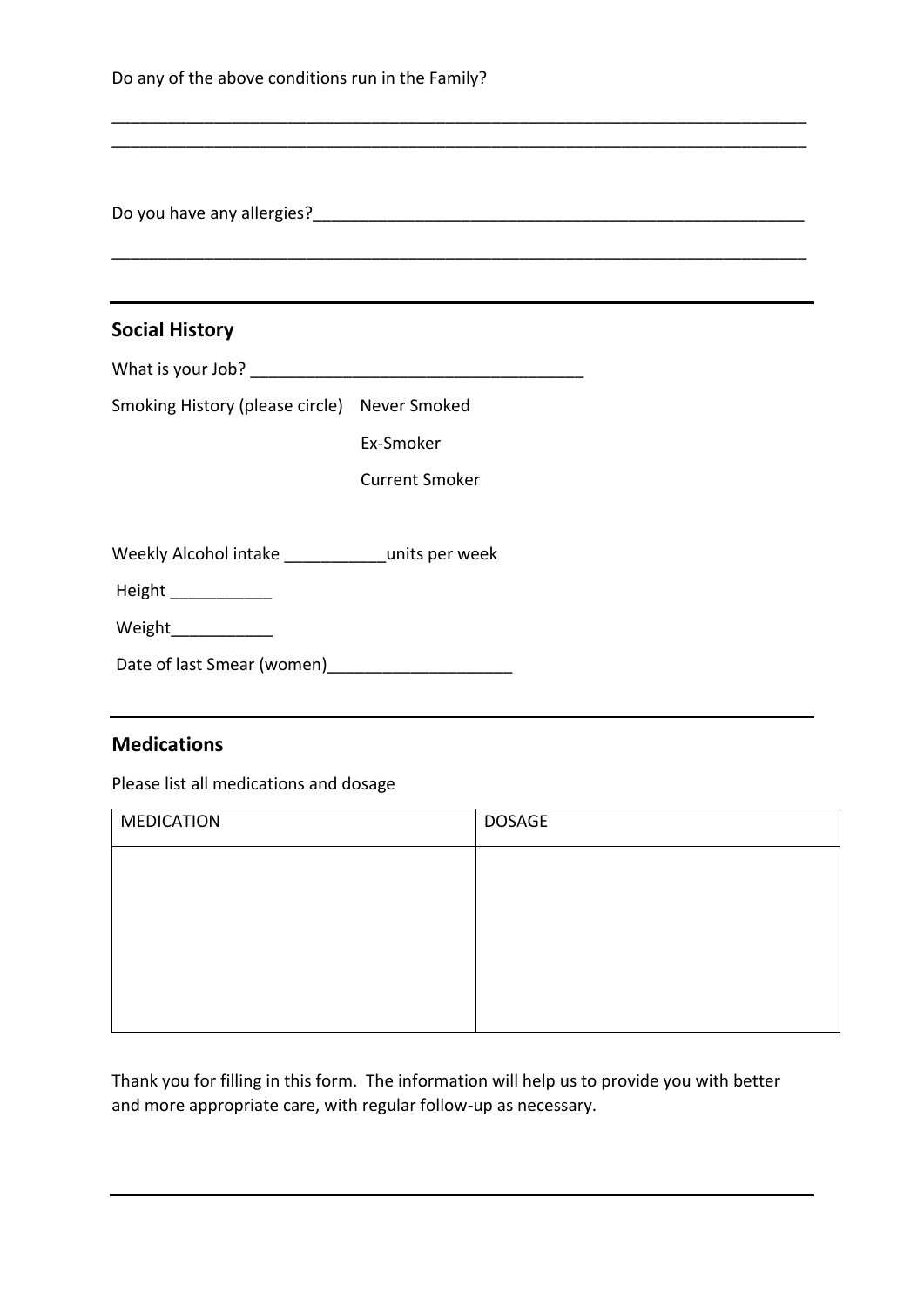Do any of the above conditions run in the Family?

______________________________________________________________________________
______________________________________________________________________________

Do you have any allergies?_______________________________________________________

______________________________________________________________________________

---

## Social History

What is your Job? _____________________________________

Smoking History (please circle) Never Smoked

Ex-Smoker

Current Smoker

Weekly Alcohol intake ___________units per week

Height ___________

Weight___________

Date of last Smear (women)____________________

---

## Medications

Please list all medications and dosage

| MEDICATION | DOSAGE |
| --- | --- |
| | |

Thank you for filling in this form. The information will help us to provide you with better and more appropriate care, with regular follow-up as necessary.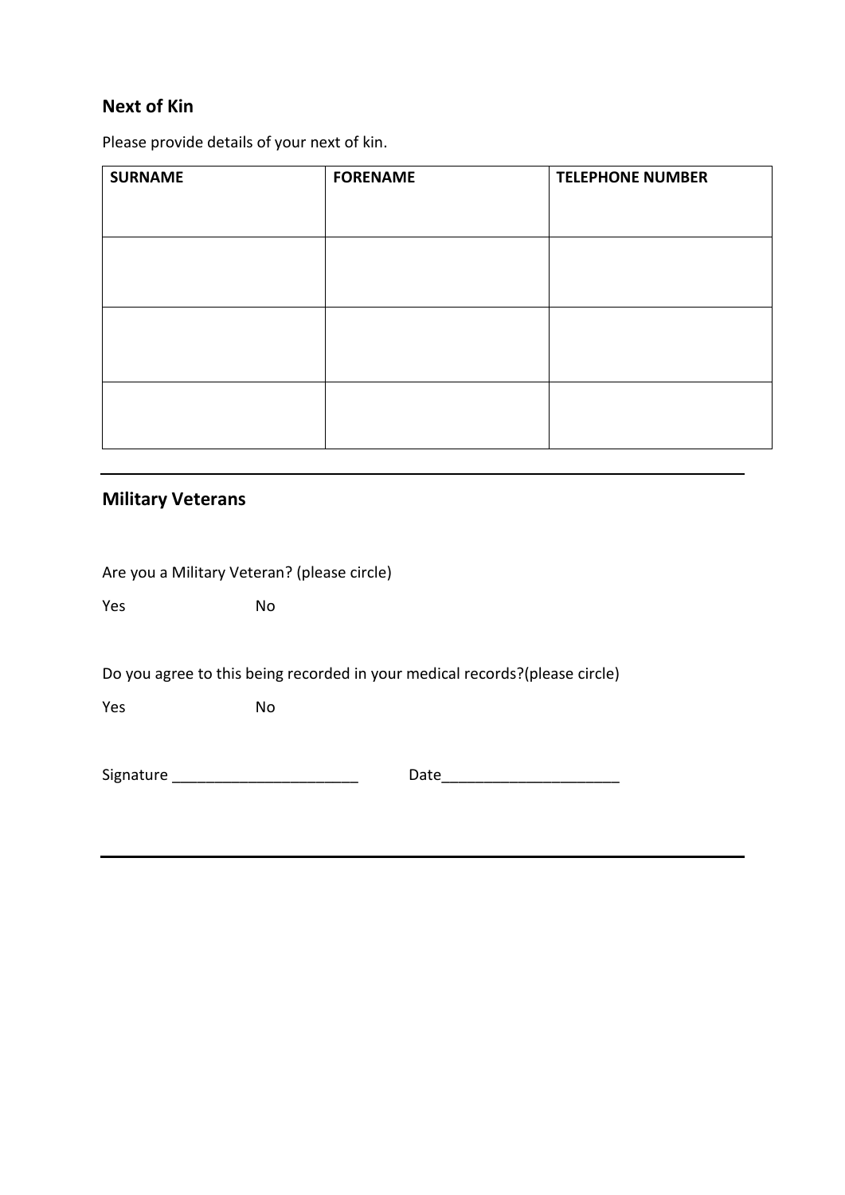## Next of Kin

Please provide details of your next of kin.

| SURNAME | FORENAME | TELEPHONE NUMBER |
|---|---|---|
| | | |
| | | |
| | | |

---

## Military Veterans

Are you a Military Veteran? (please circle)

Yes No

Do you agree to this being recorded in your medical records?(please circle)

Yes No

Signature ______________________ Date_____________________

---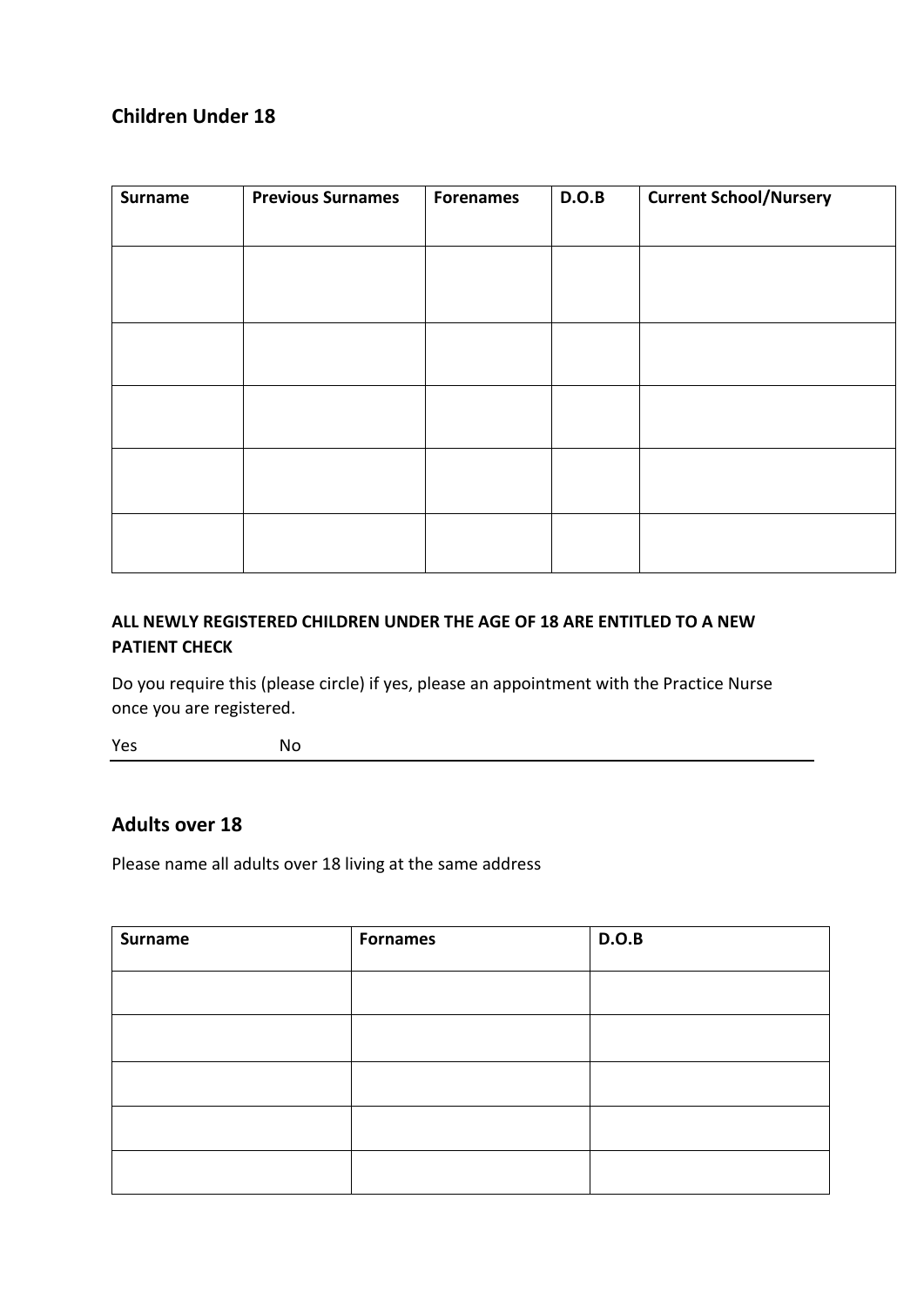## Children Under 18

| Surname | Previous Surnames | Forenames | D.O.B | Current School/Nursery |
| --- | --- | --- | --- | --- |
| | | | | |
| | | | | |
| | | | | |
| | | | | |
| | | | | |

**ALL NEWLY REGISTERED CHILDREN UNDER THE AGE OF 18 ARE ENTITLED TO A NEW PATIENT CHECK**

Do you require this (please circle) if yes, please an appointment with the Practice Nurse once you are registered.

Yes No

## Adults over 18

Please name all adults over 18 living at the same address

| Surname | Fornames | D.O.B |
| --- | --- | --- |
| | | |
| | | |
| | | |
| | | |
| | | |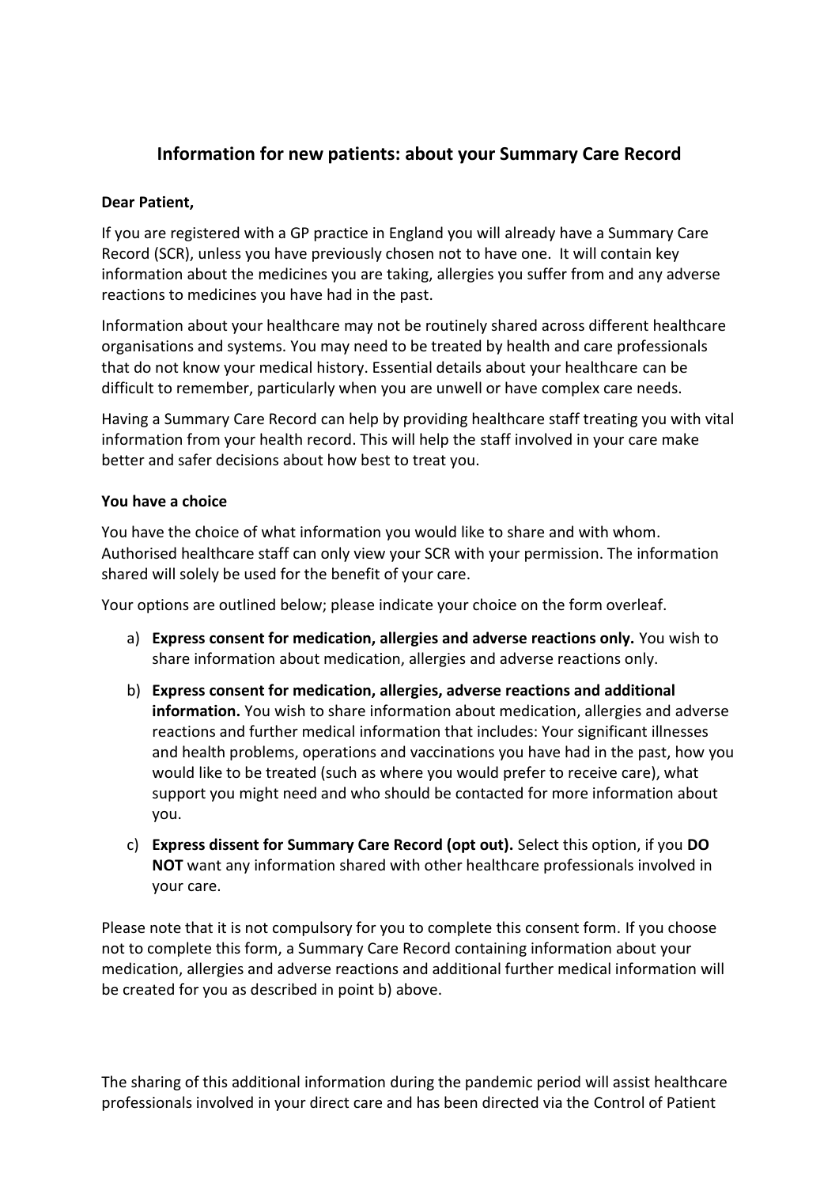## Information for new patients: about your Summary Care Record

**Dear Patient,**

If you are registered with a GP practice in England you will already have a Summary Care Record (SCR), unless you have previously chosen not to have one. It will contain key information about the medicines you are taking, allergies you suffer from and any adverse reactions to medicines you have had in the past.

Information about your healthcare may not be routinely shared across different healthcare organisations and systems. You may need to be treated by health and care professionals that do not know your medical history. Essential details about your healthcare can be difficult to remember, particularly when you are unwell or have complex care needs.

Having a Summary Care Record can help by providing healthcare staff treating you with vital information from your health record. This will help the staff involved in your care make better and safer decisions about how best to treat you.

**You have a choice**

You have the choice of what information you would like to share and with whom. Authorised healthcare staff can only view your SCR with your permission. The information shared will solely be used for the benefit of your care.

Your options are outlined below; please indicate your choice on the form overleaf.

a) **Express consent for medication, allergies and adverse reactions only.** You wish to share information about medication, allergies and adverse reactions only.

b) **Express consent for medication, allergies, adverse reactions and additional information.** You wish to share information about medication, allergies and adverse reactions and further medical information that includes: Your significant illnesses and health problems, operations and vaccinations you have had in the past, how you would like to be treated (such as where you would prefer to receive care), what support you might need and who should be contacted for more information about you.

c) **Express dissent for Summary Care Record (opt out).** Select this option, if you **DO NOT** want any information shared with other healthcare professionals involved in your care.

Please note that it is not compulsory for you to complete this consent form. If you choose not to complete this form, a Summary Care Record containing information about your medication, allergies and adverse reactions and additional further medical information will be created for you as described in point b) above.

The sharing of this additional information during the pandemic period will assist healthcare professionals involved in your direct care and has been directed via the Control of Patient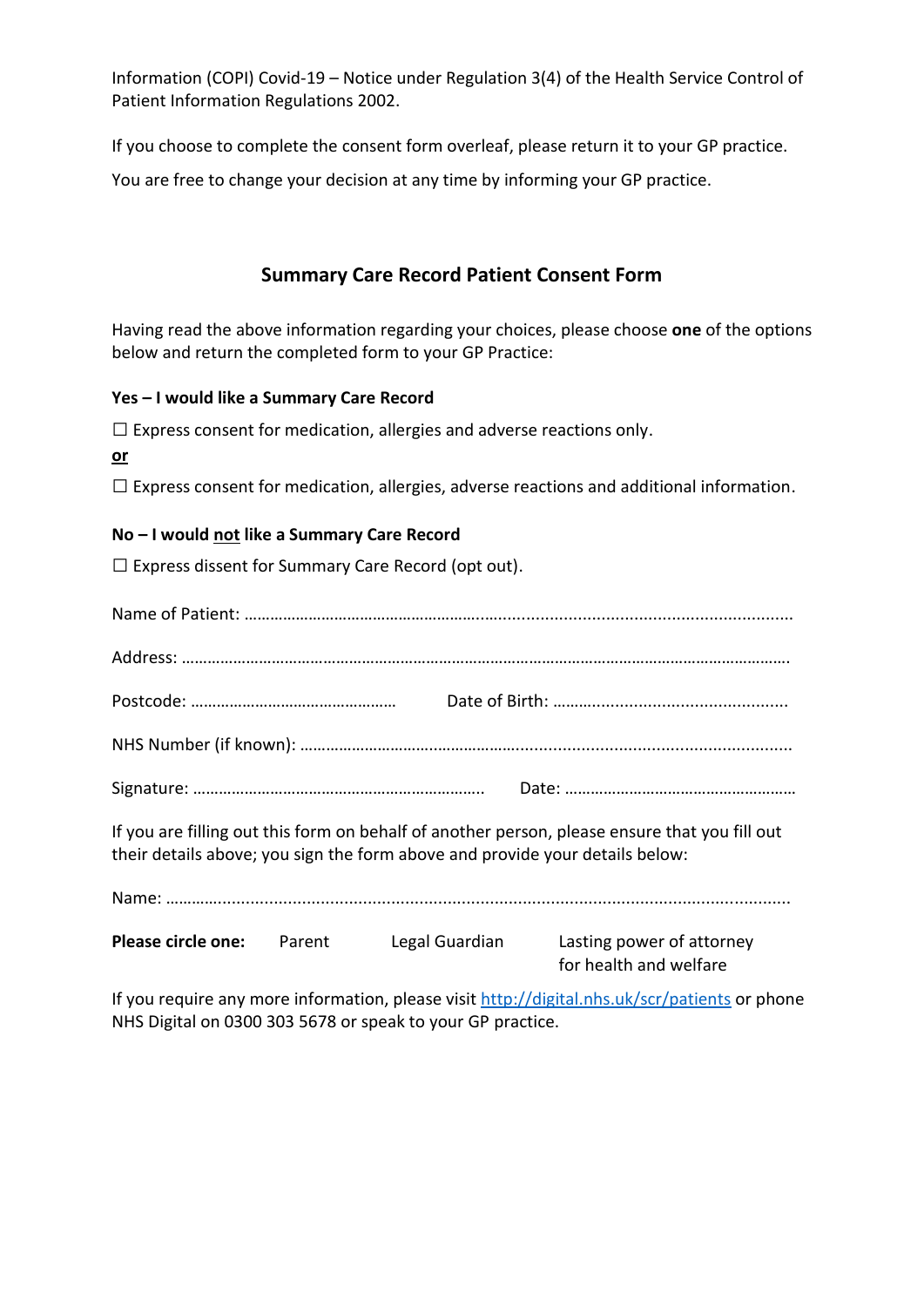Information (COPI) Covid-19 – Notice under Regulation 3(4) of the Health Service Control of Patient Information Regulations 2002.

If you choose to complete the consent form overleaf, please return it to your GP practice.

You are free to change your decision at any time by informing your GP practice.

## Summary Care Record Patient Consent Form

Having read the above information regarding your choices, please choose **one** of the options below and return the completed form to your GP Practice:

**Yes – I would like a Summary Care Record**

☐ Express consent for medication, allergies and adverse reactions only.

**or**

☐ Express consent for medication, allergies, adverse reactions and additional information.

**No – I would not like a Summary Care Record**

☐ Express dissent for Summary Care Record (opt out).

Name of Patient: ………………………………………………………………………………………………

Address: ………………………………………………………………………………………………………

Postcode: …………………………………………  Date of Birth: ……………………………………………

NHS Number (if known): ………………………………………………………………………………………

Signature: …………………………………………………………  Date: ………………………………………

If you are filling out this form on behalf of another person, please ensure that you fill out their details above; you sign the form above and provide your details below:

Name: ……………………………………………………………………………………………………………

**Please circle one:** Parent   Legal Guardian   Lasting power of attorney for health and welfare

If you require any more information, please visit http://digital.nhs.uk/scr/patients or phone NHS Digital on 0300 303 5678 or speak to your GP practice.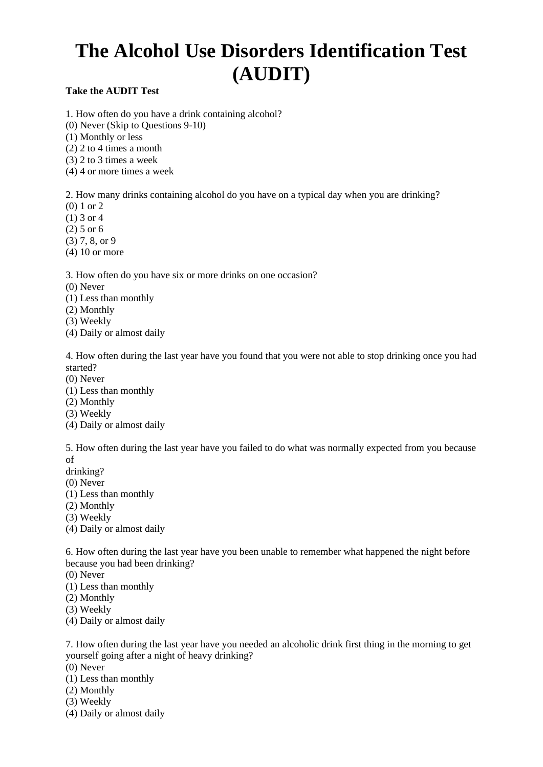# The Alcohol Use Disorders Identification Test (AUDIT)

**Take the AUDIT Test**

1. How often do you have a drink containing alcohol?
(0) Never (Skip to Questions 9-10)
(1) Monthly or less
(2) 2 to 4 times a month
(3) 2 to 3 times a week
(4) 4 or more times a week

2. How many drinks containing alcohol do you have on a typical day when you are drinking?
(0) 1 or 2
(1) 3 or 4
(2) 5 or 6
(3) 7, 8, or 9
(4) 10 or more

3. How often do you have six or more drinks on one occasion?
(0) Never
(1) Less than monthly
(2) Monthly
(3) Weekly
(4) Daily or almost daily

4. How often during the last year have you found that you were not able to stop drinking once you had started?
(0) Never
(1) Less than monthly
(2) Monthly
(3) Weekly
(4) Daily or almost daily

5. How often during the last year have you failed to do what was normally expected from you because of
drinking?
(0) Never
(1) Less than monthly
(2) Monthly
(3) Weekly
(4) Daily or almost daily

6. How often during the last year have you been unable to remember what happened the night before because you had been drinking?
(0) Never
(1) Less than monthly
(2) Monthly
(3) Weekly
(4) Daily or almost daily

7. How often during the last year have you needed an alcoholic drink first thing in the morning to get yourself going after a night of heavy drinking?
(0) Never
(1) Less than monthly
(2) Monthly
(3) Weekly
(4) Daily or almost daily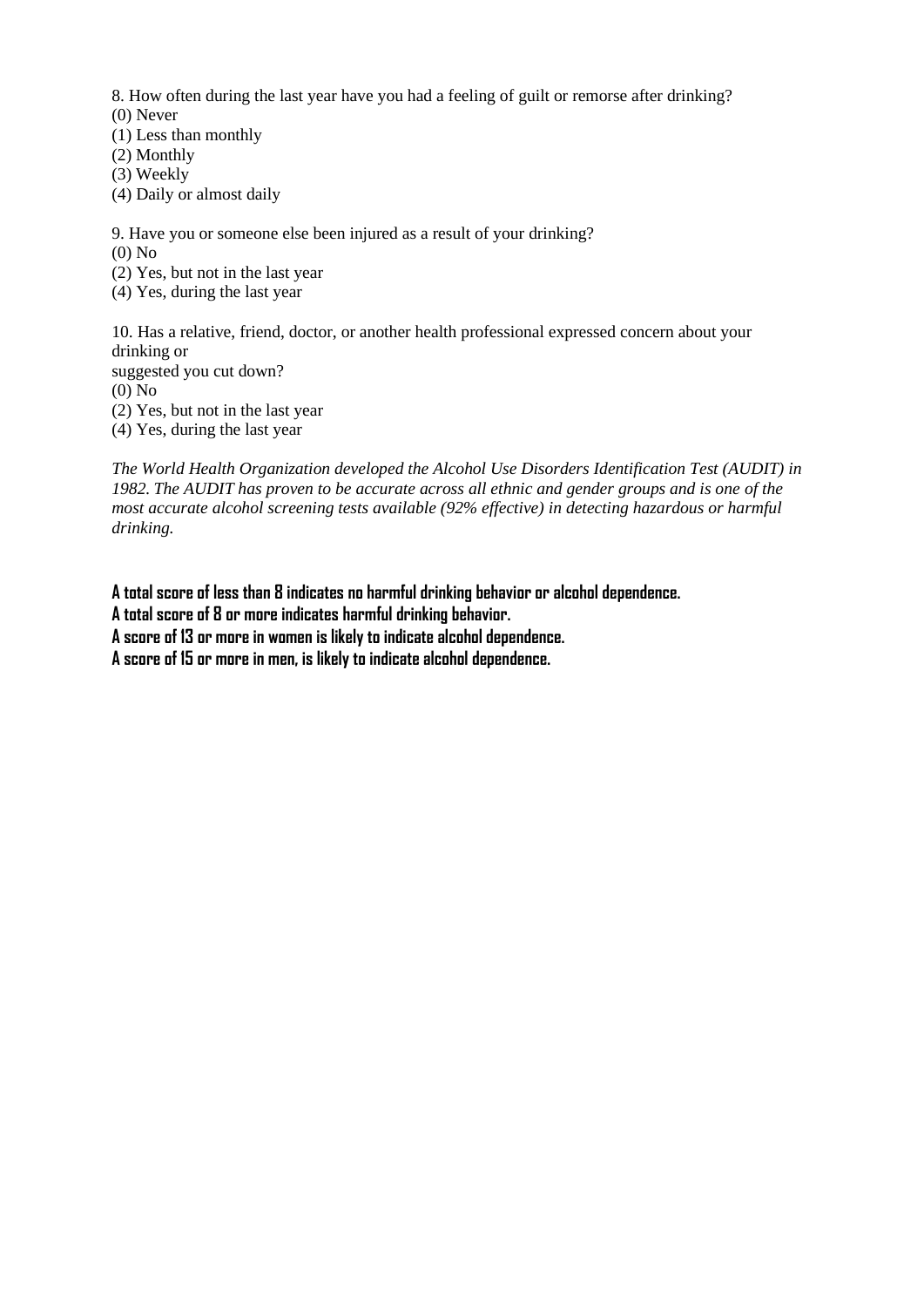8. How often during the last year have you had a feeling of guilt or remorse after drinking?
(0) Never
(1) Less than monthly
(2) Monthly
(3) Weekly
(4) Daily or almost daily

9. Have you or someone else been injured as a result of your drinking?
(0) No
(2) Yes, but not in the last year
(4) Yes, during the last year

10. Has a relative, friend, doctor, or another health professional expressed concern about your drinking or
suggested you cut down?
(0) No
(2) Yes, but not in the last year
(4) Yes, during the last year

*The World Health Organization developed the Alcohol Use Disorders Identification Test (AUDIT) in 1982. The AUDIT has proven to be accurate across all ethnic and gender groups and is one of the most accurate alcohol screening tests available (92% effective) in detecting hazardous or harmful drinking.*

**A total score of less than 8 indicates no harmful drinking behavior or alcohol dependence.**
**A total score of 8 or more indicates harmful drinking behavior.**
**A score of 13 or more in women is likely to indicate alcohol dependence.**
**A score of 15 or more in men, is likely to indicate alcohol dependence.**